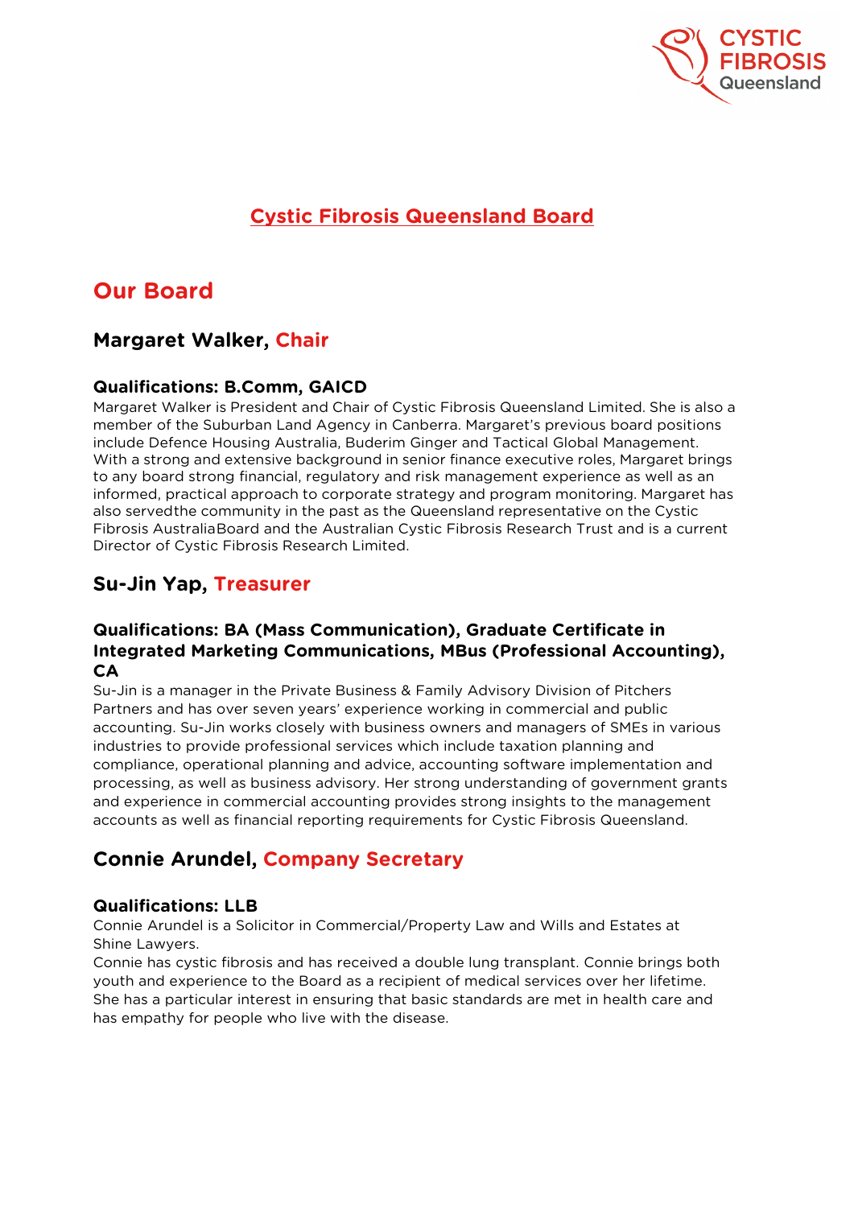# Cystic Fibrosis Queensland Board

## Our Board

### Margaret Walker, Chair

#### Qualifications: B.Comm, GAICD

Margaret Walker is President and Chair of Cystic Fibrosis Queensland Limited. She is also a member of the Suburban Land Agency in Canberra. Margaret's previous board positions include Defence Housing Australia, Buderim Ginger and Tactical Global Management. With a strong and extensive background in senior finance executive roles, Margaret brings to any board strong financial, regulatory and risk management experience as well as an informed, practical approach to corporate strategy and program monitoring. Margaret has also servedthe community in the past as the Queensland representative on the Cystic Fibrosis AustraliaBoard and the Australian Cystic Fibrosis Research Trust and is a current Director of Cystic Fibrosis Research Limited.

### Su-Jin Yap, Treasurer

#### Qualifications: BA (Mass Communication), Graduate Certificate in Integrated Marketing Communications, MBus (Professional Accounting), CA

Su-Jin is a manager in the Private Business & Family Advisory Division of Pitchers Partners and has over seven years' experience working in commercial and public accounting. Su-Jin works closely with business owners and managers of SMEs in various industries to provide professional services which include taxation planning and compliance, operational planning and advice, accounting software implementation and processing, as well as business advisory. Her strong understanding of government grants and experience in commercial accounting provides strong insights to the management accounts as well as financial reporting requirements for Cystic Fibrosis Queensland.

### Connie Arundel, Company Secretary

#### Qualifications: LLB

Connie Arundel is a Solicitor in Commercial/Property Law and Wills and Estates at Shine Lawyers.
Connie has cystic fibrosis and has received a double lung transplant. Connie brings both youth and experience to the Board as a recipient of medical services over her lifetime. She has a particular interest in ensuring that basic standards are met in health care and has empathy for people who live with the disease.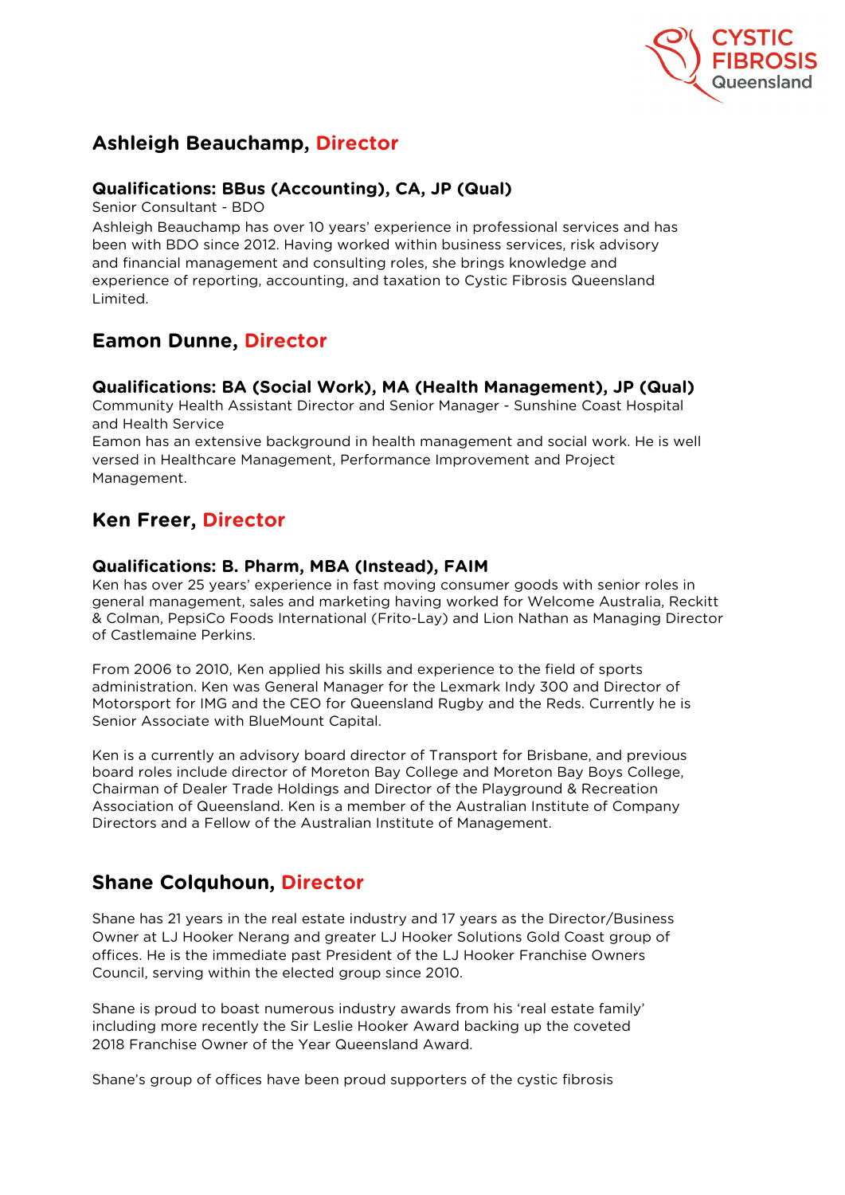## Ashleigh Beauchamp, Director

### Qualifications: BBus (Accounting), CA, JP (Qual)

Senior Consultant - BDO

Ashleigh Beauchamp has over 10 years' experience in professional services and has been with BDO since 2012. Having worked within business services, risk advisory and financial management and consulting roles, she brings knowledge and experience of reporting, accounting, and taxation to Cystic Fibrosis Queensland Limited.

## Eamon Dunne, Director

### Qualifications: BA (Social Work), MA (Health Management), JP (Qual)

Community Health Assistant Director and Senior Manager - Sunshine Coast Hospital and Health Service

Eamon has an extensive background in health management and social work. He is well versed in Healthcare Management, Performance Improvement and Project Management.

## Ken Freer, Director

### Qualifications: B. Pharm, MBA (Instead), FAIM

Ken has over 25 years' experience in fast moving consumer goods with senior roles in general management, sales and marketing having worked for Welcome Australia, Reckitt & Colman, PepsiCo Foods International (Frito-Lay) and Lion Nathan as Managing Director of Castlemaine Perkins.

From 2006 to 2010, Ken applied his skills and experience to the field of sports administration. Ken was General Manager for the Lexmark Indy 300 and Director of Motorsport for IMG and the CEO for Queensland Rugby and the Reds. Currently he is Senior Associate with BlueMount Capital.

Ken is a currently an advisory board director of Transport for Brisbane, and previous board roles include director of Moreton Bay College and Moreton Bay Boys College, Chairman of Dealer Trade Holdings and Director of the Playground & Recreation Association of Queensland. Ken is a member of the Australian Institute of Company Directors and a Fellow of the Australian Institute of Management.

## Shane Colquhoun, Director

Shane has 21 years in the real estate industry and 17 years as the Director/Business Owner at LJ Hooker Nerang and greater LJ Hooker Solutions Gold Coast group of offices. He is the immediate past President of the LJ Hooker Franchise Owners Council, serving within the elected group since 2010.

Shane is proud to boast numerous industry awards from his 'real estate family' including more recently the Sir Leslie Hooker Award backing up the coveted 2018 Franchise Owner of the Year Queensland Award.

Shane's group of offices have been proud supporters of the cystic fibrosis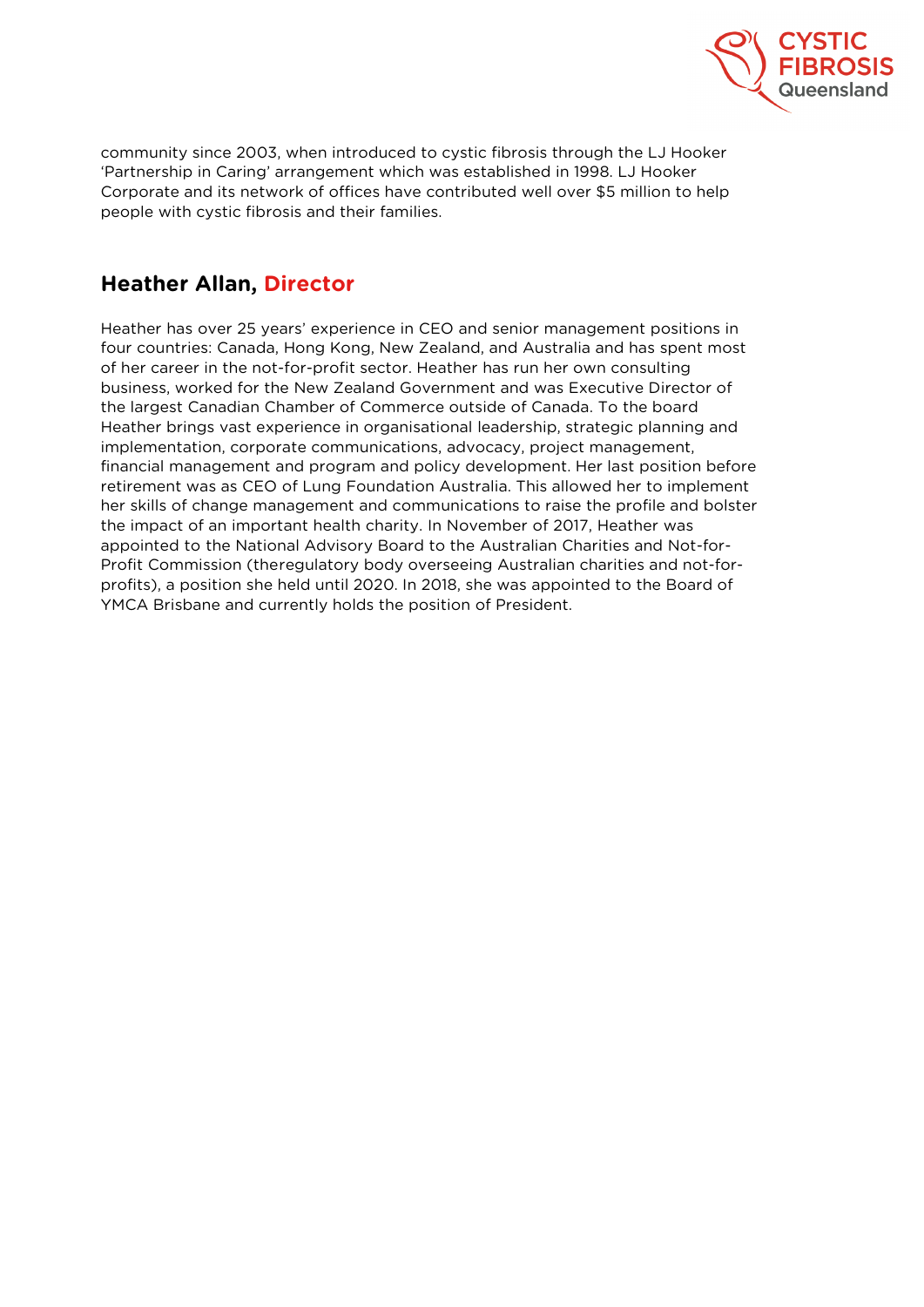community since 2003, when introduced to cystic fibrosis through the LJ Hooker 'Partnership in Caring' arrangement which was established in 1998. LJ Hooker Corporate and its network of offices have contributed well over $5 million to help people with cystic fibrosis and their families.

## Heather Allan, Director

Heather has over 25 years' experience in CEO and senior management positions in four countries: Canada, Hong Kong, New Zealand, and Australia and has spent most of her career in the not-for-profit sector. Heather has run her own consulting business, worked for the New Zealand Government and was Executive Director of the largest Canadian Chamber of Commerce outside of Canada. To the board Heather brings vast experience in organisational leadership, strategic planning and implementation, corporate communications, advocacy, project management, financial management and program and policy development. Her last position before retirement was as CEO of Lung Foundation Australia. This allowed her to implement her skills of change management and communications to raise the profile and bolster the impact of an important health charity. In November of 2017, Heather was appointed to the National Advisory Board to the Australian Charities and Not-for-Profit Commission (theregulatory body overseeing Australian charities and not-for-profits), a position she held until 2020. In 2018, she was appointed to the Board of YMCA Brisbane and currently holds the position of President.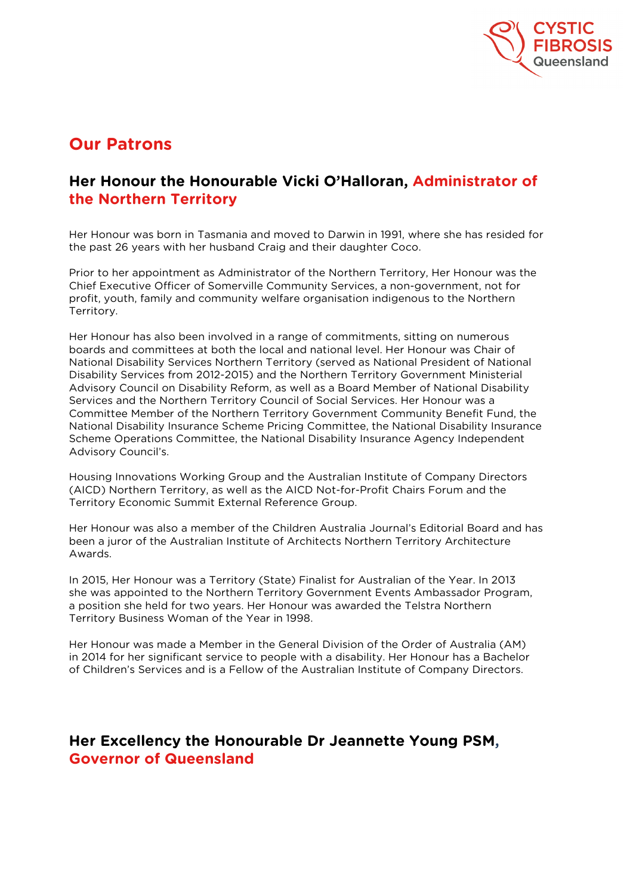## Our Patrons

### Her Honour the Honourable Vicki O'Halloran, Administrator of the Northern Territory

Her Honour was born in Tasmania and moved to Darwin in 1991, where she has resided for the past 26 years with her husband Craig and their daughter Coco.

Prior to her appointment as Administrator of the Northern Territory, Her Honour was the Chief Executive Officer of Somerville Community Services, a non-government, not for profit, youth, family and community welfare organisation indigenous to the Northern Territory.

Her Honour has also been involved in a range of commitments, sitting on numerous boards and committees at both the local and national level. Her Honour was Chair of National Disability Services Northern Territory (served as National President of National Disability Services from 2012-2015) and the Northern Territory Government Ministerial Advisory Council on Disability Reform, as well as a Board Member of National Disability Services and the Northern Territory Council of Social Services. Her Honour was a Committee Member of the Northern Territory Government Community Benefit Fund, the National Disability Insurance Scheme Pricing Committee, the National Disability Insurance Scheme Operations Committee, the National Disability Insurance Agency Independent Advisory Council's.

Housing Innovations Working Group and the Australian Institute of Company Directors (AICD) Northern Territory, as well as the AICD Not-for-Profit Chairs Forum and the Territory Economic Summit External Reference Group.

Her Honour was also a member of the Children Australia Journal's Editorial Board and has been a juror of the Australian Institute of Architects Northern Territory Architecture Awards.

In 2015, Her Honour was a Territory (State) Finalist for Australian of the Year. In 2013 she was appointed to the Northern Territory Government Events Ambassador Program, a position she held for two years. Her Honour was awarded the Telstra Northern Territory Business Woman of the Year in 1998.

Her Honour was made a Member in the General Division of the Order of Australia (AM) in 2014 for her significant service to people with a disability. Her Honour has a Bachelor of Children's Services and is a Fellow of the Australian Institute of Company Directors.

### Her Excellency the Honourable Dr Jeannette Young PSM, Governor of Queensland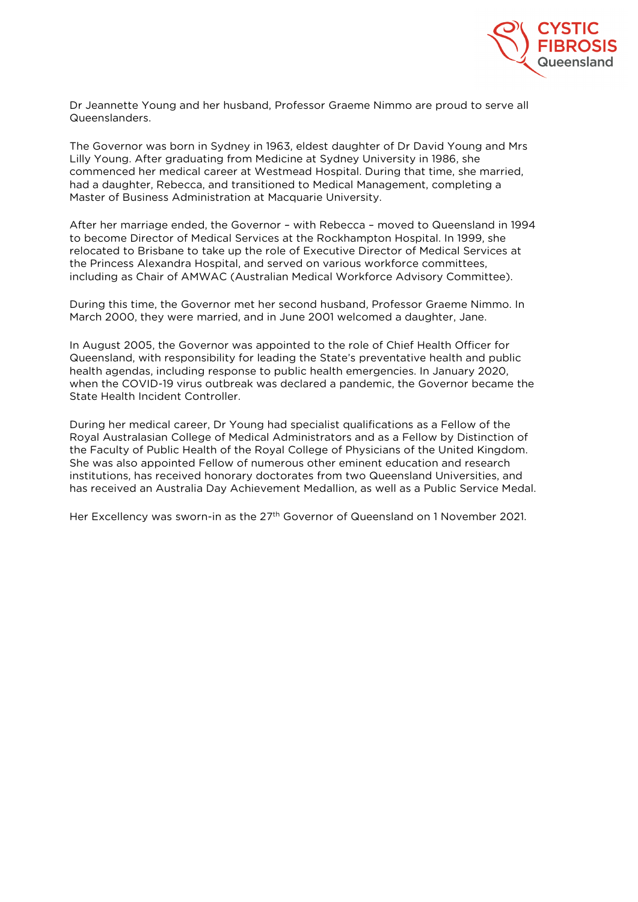Dr Jeannette Young and her husband, Professor Graeme Nimmo are proud to serve all Queenslanders.

The Governor was born in Sydney in 1963, eldest daughter of Dr David Young and Mrs Lilly Young. After graduating from Medicine at Sydney University in 1986, she commenced her medical career at Westmead Hospital. During that time, she married, had a daughter, Rebecca, and transitioned to Medical Management, completing a Master of Business Administration at Macquarie University.

After her marriage ended, the Governor – with Rebecca – moved to Queensland in 1994 to become Director of Medical Services at the Rockhampton Hospital. In 1999, she relocated to Brisbane to take up the role of Executive Director of Medical Services at the Princess Alexandra Hospital, and served on various workforce committees, including as Chair of AMWAC (Australian Medical Workforce Advisory Committee).

During this time, the Governor met her second husband, Professor Graeme Nimmo. In March 2000, they were married, and in June 2001 welcomed a daughter, Jane.

In August 2005, the Governor was appointed to the role of Chief Health Officer for Queensland, with responsibility for leading the State's preventative health and public health agendas, including response to public health emergencies. In January 2020, when the COVID-19 virus outbreak was declared a pandemic, the Governor became the State Health Incident Controller.

During her medical career, Dr Young had specialist qualifications as a Fellow of the Royal Australasian College of Medical Administrators and as a Fellow by Distinction of the Faculty of Public Health of the Royal College of Physicians of the United Kingdom. She was also appointed Fellow of numerous other eminent education and research institutions, has received honorary doctorates from two Queensland Universities, and has received an Australia Day Achievement Medallion, as well as a Public Service Medal.

Her Excellency was sworn-in as the 27th Governor of Queensland on 1 November 2021.